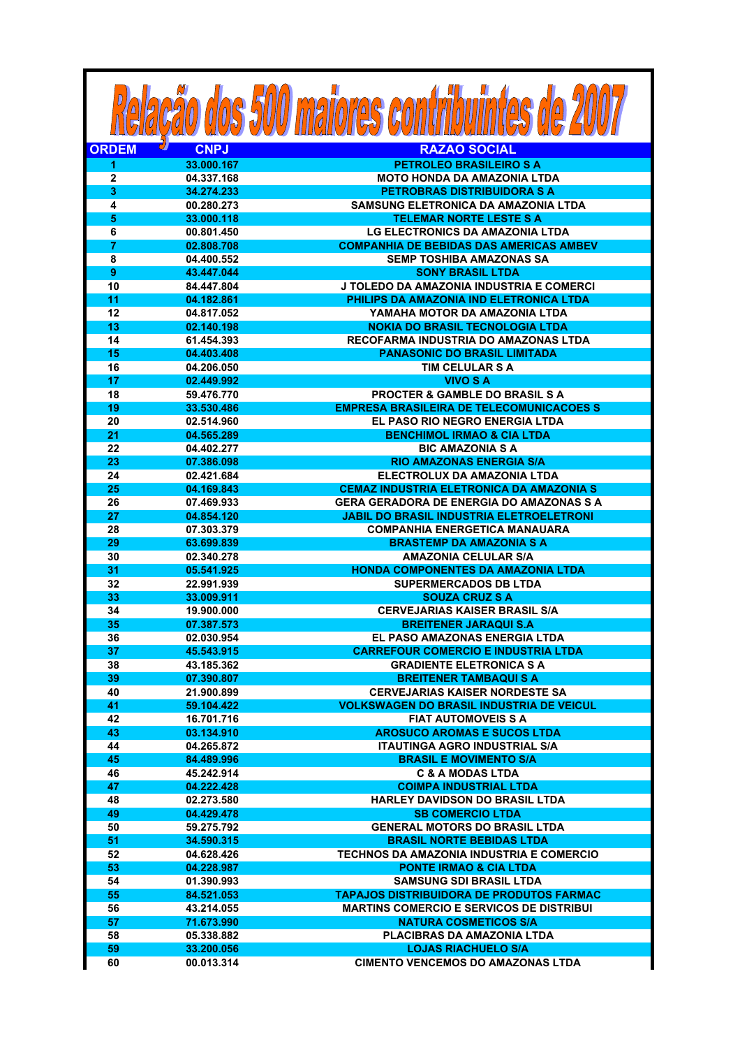# Relação dos 500 maiores contribuintes de 2007

| ORDEM | CNPJ | RAZAO SOCIAL |
|---|---|---|
| 1 | 33.000.167 | PETROLEO BRASILEIRO S A |
| 2 | 04.337.168 | MOTO HONDA DA AMAZONIA LTDA |
| 3 | 34.274.233 | PETROBRAS DISTRIBUIDORA S A |
| 4 | 00.280.273 | SAMSUNG ELETRONICA DA AMAZONIA LTDA |
| 5 | 33.000.118 | TELEMAR NORTE LESTE S A |
| 6 | 00.801.450 | LG ELECTRONICS DA AMAZONIA LTDA |
| 7 | 02.808.708 | COMPANHIA DE BEBIDAS DAS AMERICAS AMBEV |
| 8 | 04.400.552 | SEMP TOSHIBA AMAZONAS SA |
| 9 | 43.447.044 | SONY BRASIL LTDA |
| 10 | 84.447.804 | J TOLEDO DA AMAZONIA INDUSTRIA E COMERCI |
| 11 | 04.182.861 | PHILIPS DA AMAZONIA IND ELETRONICA LTDA |
| 12 | 04.817.052 | YAMAHA MOTOR DA AMAZONIA LTDA |
| 13 | 02.140.198 | NOKIA DO BRASIL TECNOLOGIA LTDA |
| 14 | 61.454.393 | RECOFARMA INDUSTRIA DO AMAZONAS LTDA |
| 15 | 04.403.408 | PANASONIC DO BRASIL LIMITADA |
| 16 | 04.206.050 | TIM CELULAR S A |
| 17 | 02.449.992 | VIVO S A |
| 18 | 59.476.770 | PROCTER & GAMBLE DO BRASIL S A |
| 19 | 33.530.486 | EMPRESA BRASILEIRA DE TELECOMUNICACOES S |
| 20 | 02.514.960 | EL PASO RIO NEGRO ENERGIA LTDA |
| 21 | 04.565.289 | BENCHIMOL IRMAO & CIA LTDA |
| 22 | 04.402.277 | BIC AMAZONIA S A |
| 23 | 07.386.098 | RIO AMAZONAS ENERGIA S/A |
| 24 | 02.421.684 | ELECTROLUX DA AMAZONIA LTDA |
| 25 | 04.169.843 | CEMAZ INDUSTRIA ELETRONICA DA AMAZONIA S |
| 26 | 07.469.933 | GERA GERADORA DE ENERGIA DO AMAZONAS S A |
| 27 | 04.854.120 | JABIL DO BRASIL INDUSTRIA ELETROELETRONI |
| 28 | 07.303.379 | COMPANHIA ENERGETICA MANAUARA |
| 29 | 63.699.839 | BRASTEMP DA AMAZONIA S A |
| 30 | 02.340.278 | AMAZONIA CELULAR S/A |
| 31 | 05.541.925 | HONDA COMPONENTES DA AMAZONIA LTDA |
| 32 | 22.991.939 | SUPERMERCADOS DB LTDA |
| 33 | 33.009.911 | SOUZA CRUZ S A |
| 34 | 19.900.000 | CERVEJARIAS KAISER BRASIL S/A |
| 35 | 07.387.573 | BREITENER JARAQUI S.A |
| 36 | 02.030.954 | EL PASO AMAZONAS ENERGIA LTDA |
| 37 | 45.543.915 | CARREFOUR COMERCIO E INDUSTRIA LTDA |
| 38 | 43.185.362 | GRADIENTE ELETRONICA S A |
| 39 | 07.390.807 | BREITENER TAMBAQUI S A |
| 40 | 21.900.899 | CERVEJARIAS KAISER NORDESTE SA |
| 41 | 59.104.422 | VOLKSWAGEN DO BRASIL INDUSTRIA DE VEICUL |
| 42 | 16.701.716 | FIAT AUTOMOVEIS S A |
| 43 | 03.134.910 | AROSUCO AROMAS E SUCOS LTDA |
| 44 | 04.265.872 | ITAUTINGA AGRO INDUSTRIAL S/A |
| 45 | 84.489.996 | BRASIL E MOVIMENTO S/A |
| 46 | 45.242.914 | C & A MODAS LTDA |
| 47 | 04.222.428 | COIMPA INDUSTRIAL LTDA |
| 48 | 02.273.580 | HARLEY DAVIDSON DO BRASIL LTDA |
| 49 | 04.429.478 | SB COMERCIO LTDA |
| 50 | 59.275.792 | GENERAL MOTORS DO BRASIL LTDA |
| 51 | 34.590.315 | BRASIL NORTE BEBIDAS LTDA |
| 52 | 04.628.426 | TECHNOS DA AMAZONIA INDUSTRIA E COMERCIO |
| 53 | 04.228.987 | PONTE IRMAO & CIA LTDA |
| 54 | 01.390.993 | SAMSUNG SDI BRASIL LTDA |
| 55 | 84.521.053 | TAPAJOS DISTRIBUIDORA DE PRODUTOS FARMAC |
| 56 | 43.214.055 | MARTINS COMERCIO E SERVICOS DE DISTRIBUI |
| 57 | 71.673.990 | NATURA COSMETICOS S/A |
| 58 | 05.338.882 | PLACIBRAS DA AMAZONIA LTDA |
| 59 | 33.200.056 | LOJAS RIACHUELO S/A |
| 60 | 00.013.314 | CIMENTO VENCEMOS DO AMAZONAS LTDA |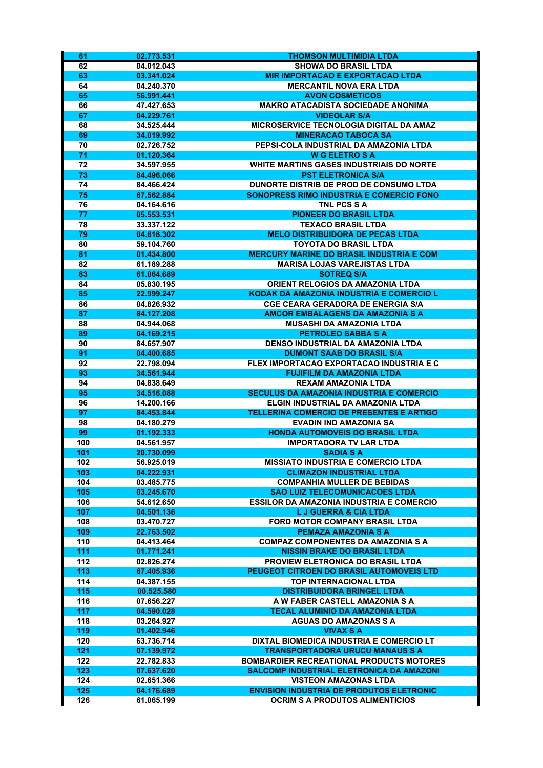| 61 | 02.773.531 | THOMSON MULTIMIDIA LTDA |
|---|---|---|
| 62 | 04.012.043 | SHOWA DO BRASIL LTDA |
| 63 | 03.341.024 | MIR IMPORTACAO E EXPORTACAO LTDA |
| 64 | 04.240.370 | MERCANTIL NOVA ERA LTDA |
| 65 | 56.991.441 | AVON COSMETICOS |
| 66 | 47.427.653 | MAKRO ATACADISTA SOCIEDADE ANONIMA |
| 67 | 04.229.761 | VIDEOLAR S/A |
| 68 | 34.525.444 | MICROSERVICE TECNOLOGIA DIGITAL DA AMAZ |
| 69 | 34.019.992 | MINERACAO TABOCA SA |
| 70 | 02.726.752 | PEPSI-COLA INDUSTRIAL DA AMAZONIA LTDA |
| 71 | 01.120.364 | W G ELETRO S A |
| 72 | 34.597.955 | WHITE MARTINS GASES INDUSTRIAIS DO NORTE |
| 73 | 84.496.066 | PST ELETRONICA S/A |
| 74 | 84.466.424 | DUNORTE DISTRIB DE PROD DE CONSUMO LTDA |
| 75 | 67.562.884 | SONOPRESS RIMO INDUSTRIA E COMERCIO FONO |
| 76 | 04.164.616 | TNL PCS S A |
| 77 | 05.553.531 | PIONEER DO BRASIL LTDA |
| 78 | 33.337.122 | TEXACO BRASIL LTDA |
| 79 | 04.618.302 | MELO DISTRIBUIDORA DE PECAS LTDA |
| 80 | 59.104.760 | TOYOTA DO BRASIL LTDA |
| 81 | 01.434.800 | MERCURY MARINE DO BRASIL INDUSTRIA E COM |
| 82 | 61.189.288 | MARISA LOJAS VAREJISTAS LTDA |
| 83 | 61.064.689 | SOTREQ S/A |
| 84 | 05.830.195 | ORIENT RELOGIOS DA AMAZONIA LTDA |
| 85 | 22.999.247 | KODAK DA AMAZONIA INDUSTRIA E COMERCIO L |
| 86 | 04.826.932 | CGE CEARA GERADORA DE ENERGIA S/A |
| 87 | 84.127.208 | AMCOR EMBALAGENS DA AMAZONIA S A |
| 88 | 04.944.068 | MUSASHI DA AMAZONIA LTDA |
| 89 | 04.169.215 | PETROLEO SABBA S A |
| 90 | 84.657.907 | DENSO INDUSTRIAL DA AMAZONIA LTDA |
| 91 | 04.400.685 | DUMONT SAAB DO BRASIL S/A |
| 92 | 22.798.094 | FLEX IMPORTACAO EXPORTACAO INDUSTRIA E C |
| 93 | 34.561.944 | FUJIFILM DA AMAZONIA LTDA |
| 94 | 04.838.649 | REXAM AMAZONIA LTDA |
| 95 | 34.516.088 | SECULUS DA AMAZONIA INDUSTRIA E COMERCIO |
| 96 | 14.200.166 | ELGIN INDUSTRIAL DA AMAZONIA LTDA |
| 97 | 84.453.844 | TELLERINA COMERCIO DE PRESENTES E ARTIGO |
| 98 | 04.180.279 | EVADIN IND AMAZONIA SA |
| 99 | 01.192.333 | HONDA AUTOMOVEIS DO BRASIL LTDA |
| 100 | 04.561.957 | IMPORTADORA TV LAR LTDA |
| 101 | 20.730.099 | SADIA S A |
| 102 | 56.925.019 | MISSIATO INDUSTRIA E COMERCIO LTDA |
| 103 | 04.222.931 | CLIMAZON INDUSTRIAL LTDA |
| 104 | 03.485.775 | COMPANHIA MULLER DE BEBIDAS |
| 105 | 03.245.670 | SAO LUIZ TELECOMUNICACOES LTDA |
| 106 | 54.612.650 | ESSILOR DA AMAZONIA INDUSTRIA E COMERCIO |
| 107 | 04.501.136 | L J GUERRA & CIA LTDA |
| 108 | 03.470.727 | FORD MOTOR COMPANY BRASIL LTDA |
| 109 | 22.763.502 | PEMAZA AMAZONIA S A |
| 110 | 04.413.464 | COMPAZ COMPONENTES DA AMAZONIA S A |
| 111 | 01.771.241 | NISSIN BRAKE DO BRASIL LTDA |
| 112 | 02.826.274 | PROVIEW ELETRONICA DO BRASIL LTDA |
| 113 | 67.405.936 | PEUGEOT CITROEN DO BRASIL AUTOMOVEIS LTD |
| 114 | 04.387.155 | TOP INTERNACIONAL LTDA |
| 115 | 00.525.580 | DISTRIBUIDORA BRINGEL LTDA |
| 116 | 07.656.227 | A W FABER CASTELL AMAZONIA S A |
| 117 | 04.590.028 | TECAL ALUMINIO DA AMAZONIA LTDA |
| 118 | 03.264.927 | AGUAS DO AMAZONAS S A |
| 119 | 01.402.946 | VIVAX S A |
| 120 | 63.736.714 | DIXTAL BIOMEDICA INDUSTRIA E COMERCIO LT |
| 121 | 07.139.972 | TRANSPORTADORA URUCU MANAUS S A |
| 122 | 22.782.833 | BOMBARDIER RECREATIONAL PRODUCTS MOTORES |
| 123 | 07.637.620 | SALCOMP INDUSTRIAL ELETRONICA DA AMAZONI |
| 124 | 02.651.366 | VISTEON AMAZONAS LTDA |
| 125 | 04.176.689 | ENVISION INDUSTRIA DE PRODUTOS ELETRONIC |
| 126 | 61.065.199 | OCRIM S A PRODUTOS ALIMENTICIOS |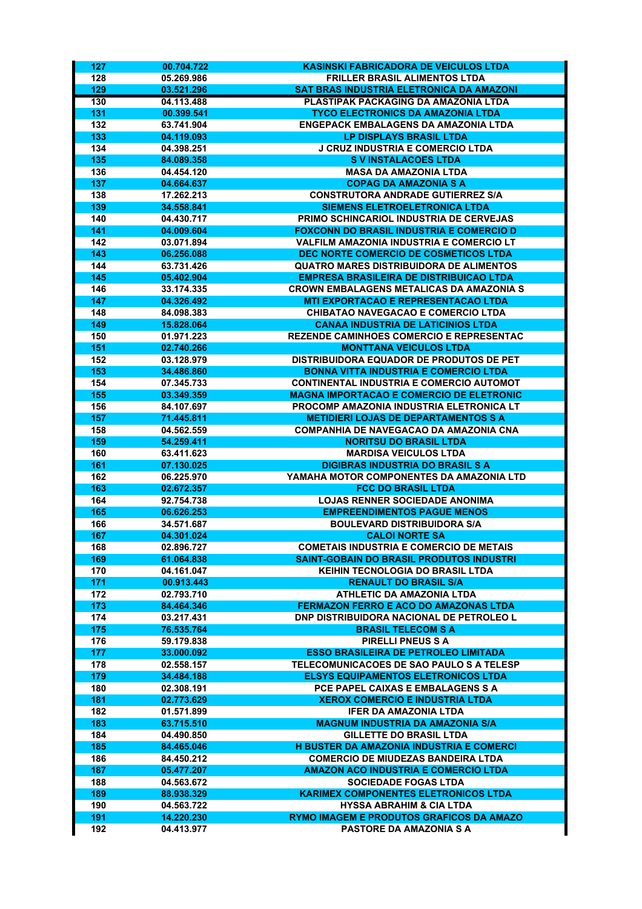| | | |
|---|---|---|
| 127 | 00.704.722 | KASINSKI FABRICADORA DE VEICULOS LTDA |
| 128 | 05.269.986 | FRILLER BRASIL ALIMENTOS LTDA |
| 129 | 03.521.296 | SAT BRAS INDUSTRIA ELETRONICA DA AMAZONI |
| 130 | 04.113.488 | PLASTIPAK PACKAGING DA AMAZONIA LTDA |
| 131 | 00.399.541 | TYCO ELECTRONICS DA AMAZONIA LTDA |
| 132 | 63.741.904 | ENGEPACK EMBALAGENS DA AMAZONIA LTDA |
| 133 | 04.119.093 | LP DISPLAYS BRASIL LTDA |
| 134 | 04.398.251 | J CRUZ INDUSTRIA E COMERCIO LTDA |
| 135 | 84.089.358 | S V INSTALACOES LTDA |
| 136 | 04.454.120 | MASA DA AMAZONIA LTDA |
| 137 | 04.664.637 | COPAG DA AMAZONIA S A |
| 138 | 17.262.213 | CONSTRUTORA ANDRADE GUTIERREZ S/A |
| 139 | 34.558.841 | SIEMENS ELETROELETRONICA LTDA |
| 140 | 04.430.717 | PRIMO SCHINCARIOL INDUSTRIA DE CERVEJAS |
| 141 | 04.009.604 | FOXCONN DO BRASIL INDUSTRIA E COMERCIO D |
| 142 | 03.071.894 | VALFILM AMAZONIA INDUSTRIA E COMERCIO LT |
| 143 | 06.256.088 | DEC NORTE COMERCIO DE COSMETICOS LTDA |
| 144 | 63.731.426 | QUATRO MARES DISTRIBUIDORA DE ALIMENTOS |
| 145 | 05.402.904 | EMPRESA BRASILEIRA DE DISTRIBUICAO LTDA |
| 146 | 33.174.335 | CROWN EMBALAGENS METALICAS DA AMAZONIA S |
| 147 | 04.326.492 | MTI EXPORTACAO E REPRESENTACAO LTDA |
| 148 | 84.098.383 | CHIBATAO NAVEGACAO E COMERCIO LTDA |
| 149 | 15.828.064 | CANAA INDUSTRIA DE LATICINIOS LTDA |
| 150 | 01.971.223 | REZENDE CAMINHOES COMERCIO E REPRESENTAC |
| 151 | 02.740.266 | MONTTANA VEICULOS LTDA |
| 152 | 03.128.979 | DISTRIBUIDORA EQUADOR DE PRODUTOS DE PET |
| 153 | 34.486.860 | BONNA VITTA INDUSTRIA E COMERCIO LTDA |
| 154 | 07.345.733 | CONTINENTAL INDUSTRIA E COMERCIO AUTOMOT |
| 155 | 03.349.359 | MAGNA IMPORTACAO E COMERCIO DE ELETRONIC |
| 156 | 84.107.697 | PROCOMP AMAZONIA INDUSTRIA ELETRONICA LT |
| 157 | 71.445.811 | METIDIERI LOJAS DE DEPARTAMENTOS S A |
| 158 | 04.562.559 | COMPANHIA DE NAVEGACAO DA AMAZONIA CNA |
| 159 | 54.259.411 | NORITSU DO BRASIL LTDA |
| 160 | 63.411.623 | MARDISA VEICULOS LTDA |
| 161 | 07.130.025 | DIGIBRAS INDUSTRIA DO BRASIL S A |
| 162 | 06.225.970 | YAMAHA MOTOR COMPONENTES DA AMAZONIA LTD |
| 163 | 02.672.357 | FCC DO BRASIL LTDA |
| 164 | 92.754.738 | LOJAS RENNER SOCIEDADE ANONIMA |
| 165 | 06.626.253 | EMPREENDIMENTOS PAGUE MENOS |
| 166 | 34.571.687 | BOULEVARD DISTRIBUIDORA S/A |
| 167 | 04.301.024 | CALOI NORTE SA |
| 168 | 02.896.727 | COMETAIS INDUSTRIA E COMERCIO DE METAIS |
| 169 | 61.064.838 | SAINT-GOBAIN DO BRASIL PRODUTOS INDUSTRI |
| 170 | 04.161.047 | KEIHIN TECNOLOGIA DO BRASIL LTDA |
| 171 | 00.913.443 | RENAULT DO BRASIL S/A |
| 172 | 02.793.710 | ATHLETIC DA AMAZONIA LTDA |
| 173 | 84.464.346 | FERMAZON FERRO E ACO DO AMAZONAS LTDA |
| 174 | 03.217.431 | DNP DISTRIBUIDORA NACIONAL DE PETROLEO L |
| 175 | 76.535.764 | BRASIL TELECOM S A |
| 176 | 59.179.838 | PIRELLI PNEUS S A |
| 177 | 33.000.092 | ESSO BRASILEIRA DE PETROLEO LIMITADA |
| 178 | 02.558.157 | TELECOMUNICACOES DE SAO PAULO S A TELESP |
| 179 | 34.484.188 | ELSYS EQUIPAMENTOS ELETRONICOS LTDA |
| 180 | 02.308.191 | PCE PAPEL CAIXAS E EMBALAGENS S A |
| 181 | 02.773.629 | XEROX COMERCIO E INDUSTRIA LTDA |
| 182 | 01.571.899 | IFER DA AMAZONIA LTDA |
| 183 | 63.715.510 | MAGNUM INDUSTRIA DA AMAZONIA S/A |
| 184 | 04.490.850 | GILLETTE DO BRASIL LTDA |
| 185 | 84.465.046 | H BUSTER DA AMAZONIA INDUSTRIA E COMERCI |
| 186 | 84.450.212 | COMERCIO DE MIUDEZAS BANDEIRA LTDA |
| 187 | 05.477.207 | AMAZON ACO INDUSTRIA E COMERCIO LTDA |
| 188 | 04.563.672 | SOCIEDADE FOGAS LTDA |
| 189 | 88.938.329 | KARIMEX COMPONENTES ELETRONICOS LTDA |
| 190 | 04.563.722 | HYSSA ABRAHIM & CIA LTDA |
| 191 | 14.220.230 | RYMO IMAGEM E PRODUTOS GRAFICOS DA AMAZO |
| 192 | 04.413.977 | PASTORE DA AMAZONIA S A |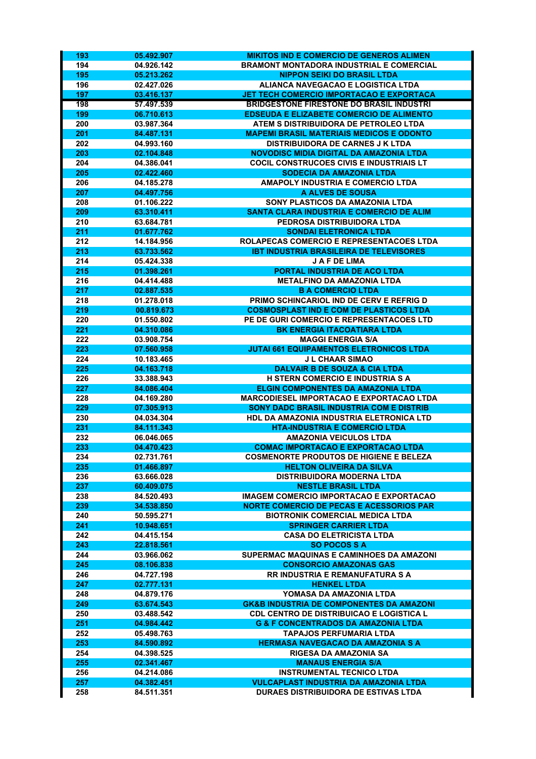| | | |
|---|---|---|
| 193 | 05.492.907 | MIKITOS IND E COMERCIO DE GENEROS ALIMEN |
| 194 | 04.926.142 | BRAMONT MONTADORA INDUSTRIAL E COMERCIAL |
| 195 | 05.213.262 | NIPPON SEIKI DO BRASIL LTDA |
| 196 | 02.427.026 | ALIANCA NAVEGACAO E LOGISTICA LTDA |
| 197 | 03.416.137 | JET TECH COMERCIO IMPORTACAO E EXPORTACA |
| 198 | 57.497.539 | BRIDGESTONE FIRESTONE DO BRASIL INDUSTRI |
| 199 | 06.710.613 | EDSEUDA E ELIZABETE COMERCIO DE ALIMENTO |
| 200 | 03.987.364 | ATEM S DISTRIBUIDORA DE PETROLEO LTDA |
| 201 | 84.487.131 | MAPEMI BRASIL MATERIAIS MEDICOS E ODONTO |
| 202 | 04.993.160 | DISTRIBUIDORA DE CARNES J K LTDA |
| 203 | 02.104.848 | NOVODISC MIDIA DIGITAL DA AMAZONIA LTDA |
| 204 | 04.386.041 | COCIL CONSTRUCOES CIVIS E INDUSTRIAIS LT |
| 205 | 02.422.460 | SODECIA DA AMAZONIA LTDA |
| 206 | 04.185.278 | AMAPOLY INDUSTRIA E COMERCIO LTDA |
| 207 | 04.497.756 | A ALVES DE SOUSA |
| 208 | 01.106.222 | SONY PLASTICOS DA AMAZONIA LTDA |
| 209 | 63.310.411 | SANTA CLARA INDUSTRIA E COMERCIO DE ALIM |
| 210 | 63.684.781 | PEDROSA DISTRIBUIDORA LTDA |
| 211 | 01.677.762 | SONDAI ELETRONICA LTDA |
| 212 | 14.184.956 | ROLAPECAS COMERCIO E REPRESENTACOES LTDA |
| 213 | 63.733.562 | IBT INDUSTRIA BRASILEIRA DE TELEVISORES |
| 214 | 05.424.338 | J A F DE LIMA |
| 215 | 01.398.261 | PORTAL INDUSTRIA DE ACO LTDA |
| 216 | 04.414.488 | METALFINO DA AMAZONIA LTDA |
| 217 | 02.887.535 | B A COMERCIO LTDA |
| 218 | 01.278.018 | PRIMO SCHINCARIOL IND DE CERV E REFRIG D |
| 219 | 00.819.673 | COSMOSPLAST IND E COM DE PLASTICOS LTDA |
| 220 | 01.550.802 | PE DE GURI COMERCIO E REPRESENTACOES LTD |
| 221 | 04.310.086 | BK ENERGIA ITACOATIARA LTDA |
| 222 | 03.908.754 | MAGGI ENERGIA S/A |
| 223 | 07.560.958 | JUTAI 661 EQUIPAMENTOS ELETRONICOS LTDA |
| 224 | 10.183.465 | J L CHAAR SIMAO |
| 225 | 04.163.718 | DALVAIR B DE SOUZA & CIA LTDA |
| 226 | 33.388.943 | H STERN COMERCIO E INDUSTRIA S A |
| 227 | 84.086.404 | ELGIN COMPONENTES DA AMAZONIA LTDA |
| 228 | 04.169.280 | MARCODIESEL IMPORTACAO E EXPORTACAO LTDA |
| 229 | 07.305.913 | SONY DADC BRASIL INDUSTRIA COM E DISTRIB |
| 230 | 04.034.304 | HDL DA AMAZONIA INDUSTRIA ELETRONICA LTD |
| 231 | 84.111.343 | HTA-INDUSTRIA E COMERCIO LTDA |
| 232 | 06.046.065 | AMAZONIA VEICULOS LTDA |
| 233 | 04.470.423 | COMAC IMPORTACAO E EXPORTACAO LTDA |
| 234 | 02.731.761 | COSMENORTE PRODUTOS DE HIGIENE E BELEZA |
| 235 | 01.466.897 | HELTON OLIVEIRA DA SILVA |
| 236 | 63.666.028 | DISTRIBUIDORA MODERNA LTDA |
| 237 | 60.409.075 | NESTLE BRASIL LTDA |
| 238 | 84.520.493 | IMAGEM COMERCIO IMPORTACAO E EXPORTACAO |
| 239 | 34.538.850 | NORTE COMERCIO DE PECAS E ACESSORIOS PAR |
| 240 | 50.595.271 | BIOTRONIK COMERCIAL MEDICA LTDA |
| 241 | 10.948.651 | SPRINGER CARRIER LTDA |
| 242 | 04.415.154 | CASA DO ELETRICISTA LTDA |
| 243 | 22.818.561 | SO POCOS S A |
| 244 | 03.966.062 | SUPERMAC MAQUINAS E CAMINHOES DA AMAZONI |
| 245 | 08.106.838 | CONSORCIO AMAZONAS GAS |
| 246 | 04.727.198 | RR INDUSTRIA E REMANUFATURA S A |
| 247 | 02.777.131 | HENKEL LTDA |
| 248 | 04.879.176 | YOMASA DA AMAZONIA LTDA |
| 249 | 63.674.543 | GK&B INDUSTRIA DE COMPONENTES DA AMAZONI |
| 250 | 03.488.542 | CDL CENTRO DE DISTRIBUICAO E LOGISTICA L |
| 251 | 04.984.442 | G & F CONCENTRADOS DA AMAZONIA LTDA |
| 252 | 05.498.763 | TAPAJOS PERFUMARIA LTDA |
| 253 | 84.590.892 | HERMASA NAVEGACAO DA AMAZONIA S A |
| 254 | 04.398.525 | RIGESA DA AMAZONIA SA |
| 255 | 02.341.467 | MANAUS ENERGIA S/A |
| 256 | 04.214.086 | INSTRUMENTAL TECNICO LTDA |
| 257 | 04.382.451 | VULCAPLAST INDUSTRIA DA AMAZONIA LTDA |
| 258 | 84.511.351 | DURAES DISTRIBUIDORA DE ESTIVAS LTDA |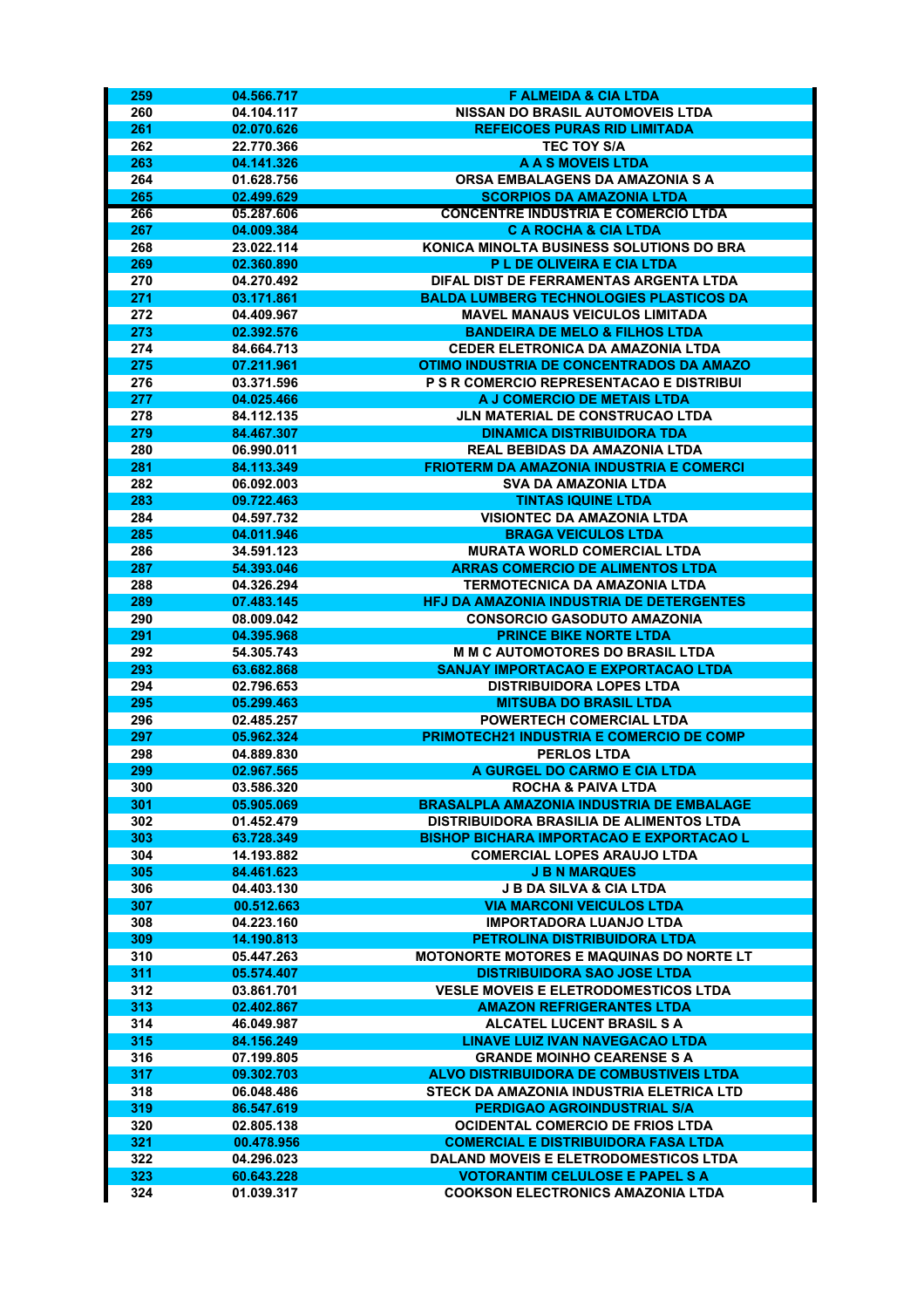| | | |
|---|---|---|
| 259 | 04.566.717 | F ALMEIDA & CIA LTDA |
| 260 | 04.104.117 | NISSAN DO BRASIL AUTOMOVEIS LTDA |
| 261 | 02.070.626 | REFEICOES PURAS RID LIMITADA |
| 262 | 22.770.366 | TEC TOY S/A |
| 263 | 04.141.326 | A A S MOVEIS LTDA |
| 264 | 01.628.756 | ORSA EMBALAGENS DA AMAZONIA S A |
| 265 | 02.499.629 | SCORPIOS DA AMAZONIA LTDA |
| 266 | 05.287.606 | CONCENTRE INDUSTRIA E COMERCIO LTDA |
| 267 | 04.009.384 | C A ROCHA & CIA LTDA |
| 268 | 23.022.114 | KONICA MINOLTA BUSINESS SOLUTIONS DO BRA |
| 269 | 02.360.890 | P L DE OLIVEIRA E CIA LTDA |
| 270 | 04.270.492 | DIFAL DIST DE FERRAMENTAS ARGENTA LTDA |
| 271 | 03.171.861 | BALDA LUMBERG TECHNOLOGIES PLASTICOS DA |
| 272 | 04.409.967 | MAVEL MANAUS VEICULOS LIMITADA |
| 273 | 02.392.576 | BANDEIRA DE MELO & FILHOS LTDA |
| 274 | 84.664.713 | CEDER ELETRONICA DA AMAZONIA LTDA |
| 275 | 07.211.961 | OTIMO INDUSTRIA DE CONCENTRADOS DA AMAZO |
| 276 | 03.371.596 | P S R COMERCIO REPRESENTACAO E DISTRIBUI |
| 277 | 04.025.466 | A J COMERCIO DE METAIS LTDA |
| 278 | 84.112.135 | JLN MATERIAL DE CONSTRUCAO LTDA |
| 279 | 84.467.307 | DINAMICA DISTRIBUIDORA TDA |
| 280 | 06.990.011 | REAL BEBIDAS DA AMAZONIA LTDA |
| 281 | 84.113.349 | FRIOTERM DA AMAZONIA INDUSTRIA E COMERCI |
| 282 | 06.092.003 | SVA DA AMAZONIA LTDA |
| 283 | 09.722.463 | TINTAS IQUINE LTDA |
| 284 | 04.597.732 | VISIONTEC DA AMAZONIA LTDA |
| 285 | 04.011.946 | BRAGA VEICULOS LTDA |
| 286 | 34.591.123 | MURATA WORLD COMERCIAL LTDA |
| 287 | 54.393.046 | ARRAS COMERCIO DE ALIMENTOS LTDA |
| 288 | 04.326.294 | TERMOTECNICA DA AMAZONIA LTDA |
| 289 | 07.483.145 | HFJ DA AMAZONIA INDUSTRIA DE DETERGENTES |
| 290 | 08.009.042 | CONSORCIO GASODUTO AMAZONIA |
| 291 | 04.395.968 | PRINCE BIKE NORTE LTDA |
| 292 | 54.305.743 | M M C AUTOMOTORES DO BRASIL LTDA |
| 293 | 63.682.868 | SANJAY IMPORTACAO E EXPORTACAO LTDA |
| 294 | 02.796.653 | DISTRIBUIDORA LOPES LTDA |
| 295 | 05.299.463 | MITSUBA DO BRASIL LTDA |
| 296 | 02.485.257 | POWERTECH COMERCIAL LTDA |
| 297 | 05.962.324 | PRIMOTECH21 INDUSTRIA E COMERCIO DE COMP |
| 298 | 04.889.830 | PERLOS LTDA |
| 299 | 02.967.565 | A GURGEL DO CARMO E CIA LTDA |
| 300 | 03.586.320 | ROCHA & PAIVA LTDA |
| 301 | 05.905.069 | BRASALPLA AMAZONIA INDUSTRIA DE EMBALAGE |
| 302 | 01.452.479 | DISTRIBUIDORA BRASILIA DE ALIMENTOS LTDA |
| 303 | 63.728.349 | BISHOP BICHARA IMPORTACAO E EXPORTACAO L |
| 304 | 14.193.882 | COMERCIAL LOPES ARAUJO LTDA |
| 305 | 84.461.623 | J B N MARQUES |
| 306 | 04.403.130 | J B DA SILVA & CIA LTDA |
| 307 | 00.512.663 | VIA MARCONI VEICULOS LTDA |
| 308 | 04.223.160 | IMPORTADORA LUANJO LTDA |
| 309 | 14.190.813 | PETROLINA DISTRIBUIDORA LTDA |
| 310 | 05.447.263 | MOTONORTE MOTORES E MAQUINAS DO NORTE LT |
| 311 | 05.574.407 | DISTRIBUIDORA SAO JOSE LTDA |
| 312 | 03.861.701 | VESLE MOVEIS E ELETRODOMESTICOS LTDA |
| 313 | 02.402.867 | AMAZON REFRIGERANTES LTDA |
| 314 | 46.049.987 | ALCATEL LUCENT BRASIL S A |
| 315 | 84.156.249 | LINAVE LUIZ IVAN NAVEGACAO LTDA |
| 316 | 07.199.805 | GRANDE MOINHO CEARENSE S A |
| 317 | 09.302.703 | ALVO DISTRIBUIDORA DE COMBUSTIVEIS LTDA |
| 318 | 06.048.486 | STECK DA AMAZONIA INDUSTRIA ELETRICA LTD |
| 319 | 86.547.619 | PERDIGAO AGROINDUSTRIAL S/A |
| 320 | 02.805.138 | OCIDENTAL COMERCIO DE FRIOS LTDA |
| 321 | 00.478.956 | COMERCIAL E DISTRIBUIDORA FASA LTDA |
| 322 | 04.296.023 | DALAND MOVEIS E ELETRODOMESTICOS LTDA |
| 323 | 60.643.228 | VOTORANTIM CELULOSE E PAPEL S A |
| 324 | 01.039.317 | COOKSON ELECTRONICS AMAZONIA LTDA |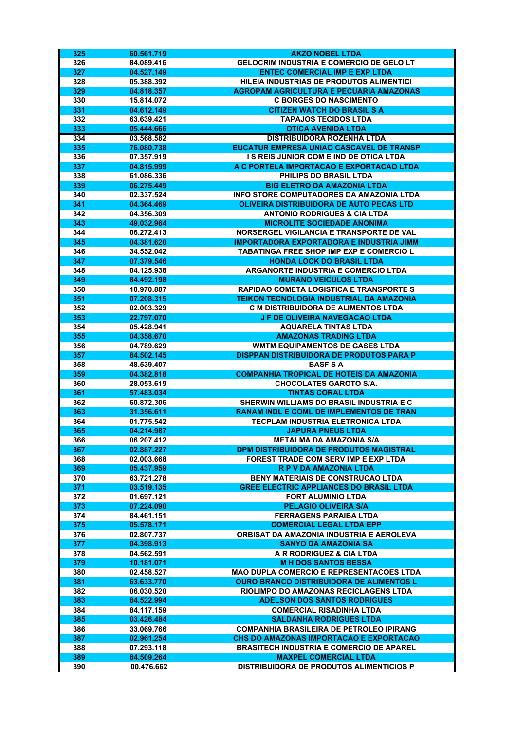| | | |
|---|---|---|
| 325 | 60.561.719 | AKZO NOBEL LTDA |
| 326 | 84.089.416 | GELOCRIM INDUSTRIA E COMERCIO DE GELO LT |
| 327 | 04.527.149 | ENTEC COMERCIAL IMP E EXP LTDA |
| 328 | 05.388.392 | HILEIA INDUSTRIAS DE PRODUTOS ALIMENTICI |
| 329 | 04.818.357 | AGROPAM AGRICULTURA E PECUARIA AMAZONAS |
| 330 | 15.814.072 | C BORGES DO NASCIMENTO |
| 331 | 04.612.149 | CITIZEN WATCH DO BRASIL S A |
| 332 | 63.639.421 | TAPAJOS TECIDOS LTDA |
| 333 | 05.444.666 | OTICA AVENIDA LTDA |
| 334 | 03.568.582 | DISTRIBUIDORA ROZENHA LTDA |
| 335 | 76.080.738 | EUCATUR EMPRESA UNIAO CASCAVEL DE TRANSP |
| 336 | 07.357.919 | I S REIS JUNIOR COM E IND DE OTICA LTDA |
| 337 | 04.815.999 | A C PORTELA IMPORTACAO E EXPORTACAO LTDA |
| 338 | 61.086.336 | PHILIPS DO BRASIL LTDA |
| 339 | 06.275.449 | BIG ELETRO DA AMAZONIA LTDA |
| 340 | 02.337.524 | INFO STORE COMPUTADORES DA AMAZONIA LTDA |
| 341 | 04.364.469 | OLIVEIRA DISTRIBUIDORA DE AUTO PECAS LTD |
| 342 | 04.356.309 | ANTONIO RODRIGUES & CIA LTDA |
| 343 | 49.032.964 | MICROLITE SOCIEDADE ANONIMA |
| 344 | 06.272.413 | NORSERGEL VIGILANCIA E TRANSPORTE DE VAL |
| 345 | 04.381.620 | IMPORTADORA EXPORTADORA E INDUSTRIA JIMM |
| 346 | 34.552.042 | TABATINGA FREE SHOP IMP EXP E COMERCIO L |
| 347 | 07.379.546 | HONDA LOCK DO BRASIL LTDA |
| 348 | 04.125.938 | ARGANORTE INDUSTRIA E COMERCIO LTDA |
| 349 | 84.492.198 | MURANO VEICULOS LTDA |
| 350 | 10.970.887 | RAPIDAO COMETA LOGISTICA E TRANSPORTE S |
| 351 | 07.208.315 | TEIKON TECNOLOGIA INDUSTRIAL DA AMAZONIA |
| 352 | 02.003.329 | C M DISTRIBUIDORA DE ALIMENTOS LTDA |
| 353 | 22.797.070 | J F DE OLIVEIRA NAVEGACAO LTDA |
| 354 | 05.428.941 | AQUARELA TINTAS LTDA |
| 355 | 04.358.670 | AMAZONAS TRADING LTDA |
| 356 | 04.789.629 | WMTM EQUIPAMENTOS DE GASES LTDA |
| 357 | 84.502.145 | DISPPAN DISTRIBUIDORA DE PRODUTOS PARA P |
| 358 | 48.539.407 | BASF S A |
| 359 | 04.382.818 | COMPANHIA TROPICAL DE HOTEIS DA AMAZONIA |
| 360 | 28.053.619 | CHOCOLATES GAROTO S/A. |
| 361 | 57.483.034 | TINTAS CORAL LTDA |
| 362 | 60.872.306 | SHERWIN WILLIAMS DO BRASIL INDUSTRIA E C |
| 363 | 31.356.611 | RANAM INDL E COML DE IMPLEMENTOS DE TRAN |
| 364 | 01.775.542 | TECPLAM INDUSTRIA ELETRONICA LTDA |
| 365 | 04.214.987 | JAPURA PNEUS LTDA |
| 366 | 06.207.412 | METALMA DA AMAZONIA S/A |
| 367 | 02.887.227 | DPM DISTRIBUIDORA DE PRODUTOS MAGISTRAL |
| 368 | 02.003.668 | FOREST TRADE COM SERV IMP E EXP LTDA |
| 369 | 05.437.959 | R P V DA AMAZONIA LTDA |
| 370 | 63.721.278 | BENY MATERIAIS DE CONSTRUCAO LTDA |
| 371 | 03.519.135 | GREE ELECTRIC APPLIANCES DO BRASIL LTDA |
| 372 | 01.697.121 | FORT ALUMINIO LTDA |
| 373 | 07.224.090 | PELAGIO OLIVEIRA S/A |
| 374 | 84.461.151 | FERRAGENS PARAIBA LTDA |
| 375 | 05.578.171 | COMERCIAL LEGAL LTDA EPP |
| 376 | 02.807.737 | ORBISAT DA AMAZONIA INDUSTRIA E AEROLEVA |
| 377 | 04.398.913 | SANYO DA AMAZONIA SA |
| 378 | 04.562.591 | A R RODRIGUEZ & CIA LTDA |
| 379 | 10.181.071 | M H DOS SANTOS BESSA |
| 380 | 02.458.527 | MAO DUPLA COMERCIO E REPRESENTACOES LTDA |
| 381 | 63.633.770 | OURO BRANCO DISTRIBUIDORA DE ALIMENTOS L |
| 382 | 06.030.520 | RIOLIMPO DO AMAZONAS RECICLAGENS LTDA |
| 383 | 84.522.994 | ADELSON DOS SANTOS RODRIGUES |
| 384 | 84.117.159 | COMERCIAL RISADINHA LTDA |
| 385 | 03.426.484 | SALDANHA RODRIGUES LTDA |
| 386 | 33.069.766 | COMPANHIA BRASILEIRA DE PETROLEO IPIRANG |
| 387 | 02.961.254 | CHS DO AMAZONAS IMPORTACAO E EXPORTACAO |
| 388 | 07.293.118 | BRASITECH INDUSTRIA E COMERCIO DE APAREL |
| 389 | 84.509.264 | MAXPEL COMERCIAL LTDA |
| 390 | 00.476.662 | DISTRIBUIDORA DE PRODUTOS ALIMENTICIOS P |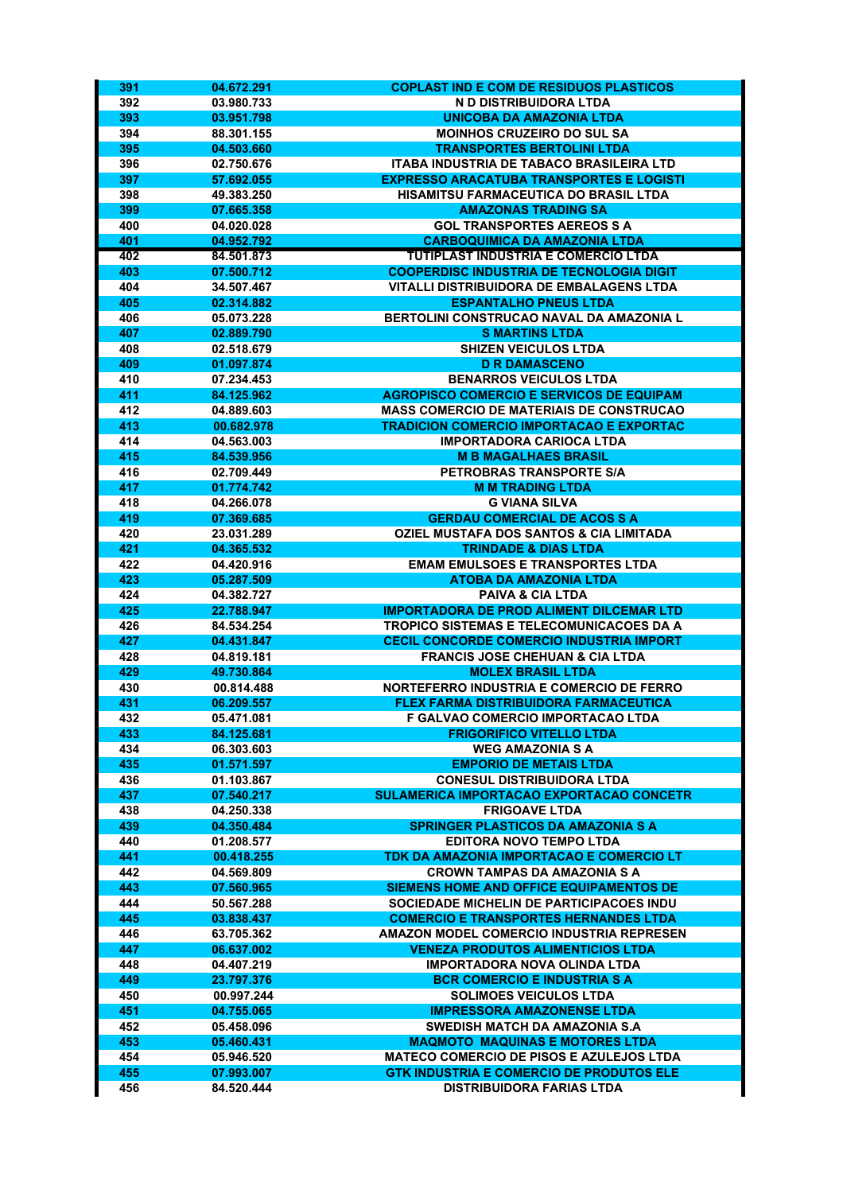| | | |
|---|---|---|
| 391 | 04.672.291 | COPLAST IND E COM DE RESIDUOS PLASTICOS |
| 392 | 03.980.733 | N D DISTRIBUIDORA LTDA |
| 393 | 03.951.798 | UNICOBA DA AMAZONIA LTDA |
| 394 | 88.301.155 | MOINHOS CRUZEIRO DO SUL SA |
| 395 | 04.503.660 | TRANSPORTES BERTOLINI LTDA |
| 396 | 02.750.676 | ITABA INDUSTRIA DE TABACO BRASILEIRA LTD |
| 397 | 57.692.055 | EXPRESSO ARACATUBA TRANSPORTES E LOGISTI |
| 398 | 49.383.250 | HISAMITSU FARMACEUTICA DO BRASIL LTDA |
| 399 | 07.665.358 | AMAZONAS TRADING SA |
| 400 | 04.020.028 | GOL TRANSPORTES AEREOS S A |
| 401 | 04.952.792 | CARBOQUIMICA DA AMAZONIA LTDA |
| 402 | 84.501.873 | TUTIPLAST INDUSTRIA E COMERCIO LTDA |
| 403 | 07.500.712 | COOPERDISC INDUSTRIA DE TECNOLOGIA DIGIT |
| 404 | 34.507.467 | VITALLI DISTRIBUIDORA DE EMBALAGENS LTDA |
| 405 | 02.314.882 | ESPANTALHO PNEUS LTDA |
| 406 | 05.073.228 | BERTOLINI CONSTRUCAO NAVAL DA AMAZONIA L |
| 407 | 02.889.790 | S MARTINS LTDA |
| 408 | 02.518.679 | SHIZEN VEICULOS LTDA |
| 409 | 01.097.874 | D R DAMASCENO |
| 410 | 07.234.453 | BENARROS VEICULOS LTDA |
| 411 | 84.125.962 | AGROPISCO COMERCIO E SERVICOS DE EQUIPAM |
| 412 | 04.889.603 | MASS COMERCIO DE MATERIAIS DE CONSTRUCAO |
| 413 | 00.682.978 | TRADICION COMERCIO IMPORTACAO E EXPORTAC |
| 414 | 04.563.003 | IMPORTADORA CARIOCA LTDA |
| 415 | 84.539.956 | M B MAGALHAES BRASIL |
| 416 | 02.709.449 | PETROBRAS TRANSPORTE S/A |
| 417 | 01.774.742 | M M TRADING LTDA |
| 418 | 04.266.078 | G VIANA SILVA |
| 419 | 07.369.685 | GERDAU COMERCIAL DE ACOS S A |
| 420 | 23.031.289 | OZIEL MUSTAFA DOS SANTOS & CIA LIMITADA |
| 421 | 04.365.532 | TRINDADE & DIAS LTDA |
| 422 | 04.420.916 | EMAM EMULSOES E TRANSPORTES LTDA |
| 423 | 05.287.509 | ATOBA DA AMAZONIA LTDA |
| 424 | 04.382.727 | PAIVA & CIA LTDA |
| 425 | 22.788.947 | IMPORTADORA DE PROD ALIMENT DILCEMAR LTD |
| 426 | 84.534.254 | TROPICO SISTEMAS E TELECOMUNICACOES DA A |
| 427 | 04.431.847 | CECIL CONCORDE COMERCIO INDUSTRIA IMPORT |
| 428 | 04.819.181 | FRANCIS JOSE CHEHUAN & CIA LTDA |
| 429 | 49.730.864 | MOLEX BRASIL LTDA |
| 430 | 00.814.488 | NORTEFERRO INDUSTRIA E COMERCIO DE FERRO |
| 431 | 06.209.557 | FLEX FARMA DISTRIBUIDORA FARMACEUTICA |
| 432 | 05.471.081 | F GALVAO COMERCIO IMPORTACAO LTDA |
| 433 | 84.125.681 | FRIGORIFICO VITELLO LTDA |
| 434 | 06.303.603 | WEG AMAZONIA S A |
| 435 | 01.571.597 | EMPORIO DE METAIS LTDA |
| 436 | 01.103.867 | CONESUL DISTRIBUIDORA LTDA |
| 437 | 07.540.217 | SULAMERICA IMPORTACAO EXPORTACAO CONCETR |
| 438 | 04.250.338 | FRIGOAVE LTDA |
| 439 | 04.350.484 | SPRINGER PLASTICOS DA AMAZONIA S A |
| 440 | 01.208.577 | EDITORA NOVO TEMPO LTDA |
| 441 | 00.418.255 | TDK DA AMAZONIA IMPORTACAO E COMERCIO LT |
| 442 | 04.569.809 | CROWN TAMPAS DA AMAZONIA S A |
| 443 | 07.560.965 | SIEMENS HOME AND OFFICE EQUIPAMENTOS DE |
| 444 | 50.567.288 | SOCIEDADE MICHELIN DE PARTICIPACOES INDU |
| 445 | 03.838.437 | COMERCIO E TRANSPORTES HERNANDES LTDA |
| 446 | 63.705.362 | AMAZON MODEL COMERCIO INDUSTRIA REPRESEN |
| 447 | 06.637.002 | VENEZA PRODUTOS ALIMENTICIOS LTDA |
| 448 | 04.407.219 | IMPORTADORA NOVA OLINDA LTDA |
| 449 | 23.797.376 | BCR COMERCIO E INDUSTRIA S A |
| 450 | 00.997.244 | SOLIMOES VEICULOS LTDA |
| 451 | 04.755.065 | IMPRESSORA AMAZONENSE LTDA |
| 452 | 05.458.096 | SWEDISH MATCH DA AMAZONIA S.A |
| 453 | 05.460.431 | MAQMOTO MAQUINAS E MOTORES LTDA |
| 454 | 05.946.520 | MATECO COMERCIO DE PISOS E AZULEJOS LTDA |
| 455 | 07.993.007 | GTK INDUSTRIA E COMERCIO DE PRODUTOS ELE |
| 456 | 84.520.444 | DISTRIBUIDORA FARIAS LTDA |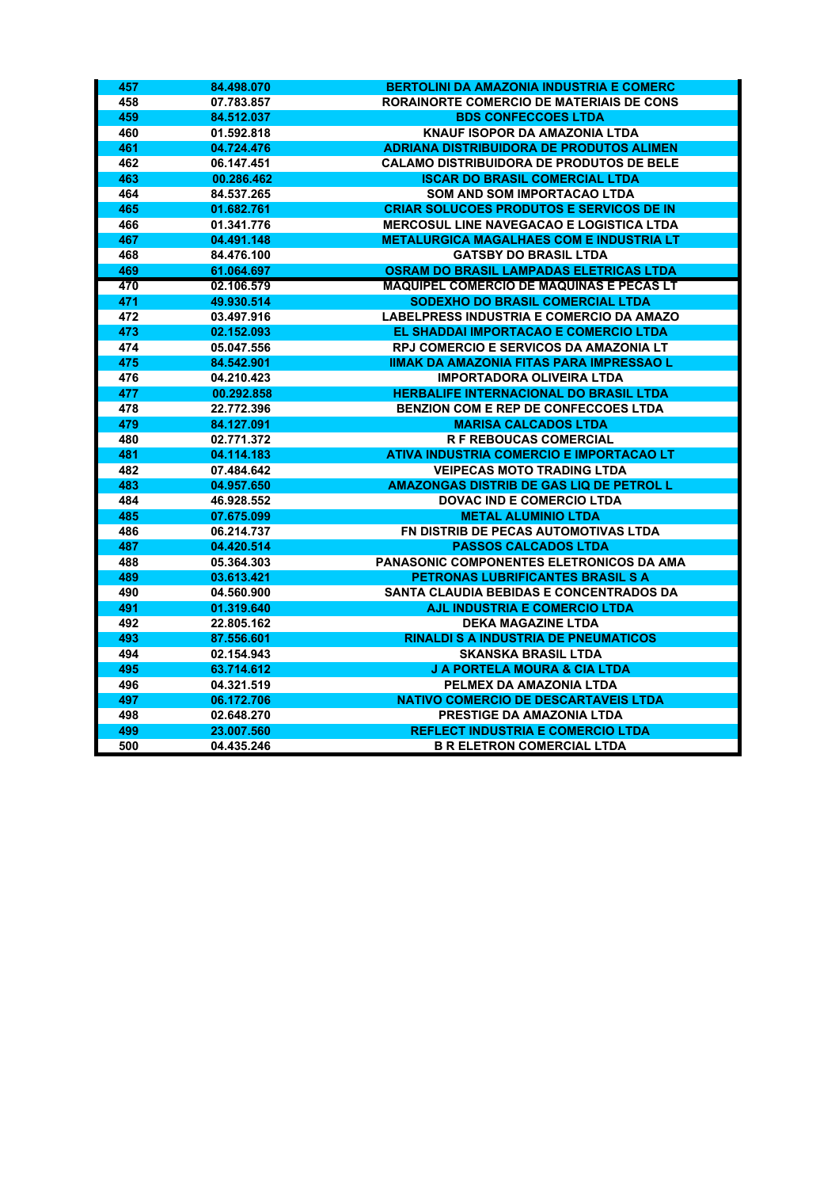| | | |
|---|---|---|
| 457 | 84.498.070 | BERTOLINI DA AMAZONIA INDUSTRIA E COMERC |
| 458 | 07.783.857 | RORAINORTE COMERCIO DE MATERIAIS DE CONS |
| 459 | 84.512.037 | BDS CONFECCOES LTDA |
| 460 | 01.592.818 | KNAUF ISOPOR DA AMAZONIA LTDA |
| 461 | 04.724.476 | ADRIANA DISTRIBUIDORA DE PRODUTOS ALIMEN |
| 462 | 06.147.451 | CALAMO DISTRIBUIDORA DE PRODUTOS DE BELE |
| 463 | 00.286.462 | ISCAR DO BRASIL COMERCIAL LTDA |
| 464 | 84.537.265 | SOM AND SOM IMPORTACAO LTDA |
| 465 | 01.682.761 | CRIAR SOLUCOES PRODUTOS E SERVICOS DE IN |
| 466 | 01.341.776 | MERCOSUL LINE NAVEGACAO E LOGISTICA LTDA |
| 467 | 04.491.148 | METALURGICA MAGALHAES COM E INDUSTRIA LT |
| 468 | 84.476.100 | GATSBY DO BRASIL LTDA |
| 469 | 61.064.697 | OSRAM DO BRASIL LAMPADAS ELETRICAS LTDA |
| 470 | 02.106.579 | MAQUIPEL COMERCIO DE MAQUINAS E PECAS LT |
| 471 | 49.930.514 | SODEXHO DO BRASIL COMERCIAL LTDA |
| 472 | 03.497.916 | LABELPRESS INDUSTRIA E COMERCIO DA AMAZO |
| 473 | 02.152.093 | EL SHADDAI IMPORTACAO E COMERCIO LTDA |
| 474 | 05.047.556 | RPJ COMERCIO E SERVICOS DA AMAZONIA LT |
| 475 | 84.542.901 | IIMAK DA AMAZONIA FITAS PARA IMPRESSAO L |
| 476 | 04.210.423 | IMPORTADORA OLIVEIRA LTDA |
| 477 | 00.292.858 | HERBALIFE INTERNACIONAL DO BRASIL LTDA |
| 478 | 22.772.396 | BENZION COM E REP DE CONFECCOES LTDA |
| 479 | 84.127.091 | MARISA CALCADOS LTDA |
| 480 | 02.771.372 | R F REBOUCAS COMERCIAL |
| 481 | 04.114.183 | ATIVA INDUSTRIA COMERCIO E IMPORTACAO LT |
| 482 | 07.484.642 | VEIPECAS MOTO TRADING LTDA |
| 483 | 04.957.650 | AMAZONGAS DISTRIB DE GAS LIQ DE PETROL L |
| 484 | 46.928.552 | DOVAC IND E COMERCIO LTDA |
| 485 | 07.675.099 | METAL ALUMINIO LTDA |
| 486 | 06.214.737 | FN DISTRIB DE PECAS AUTOMOTIVAS LTDA |
| 487 | 04.420.514 | PASSOS CALCADOS LTDA |
| 488 | 05.364.303 | PANASONIC COMPONENTES ELETRONICOS DA AMA |
| 489 | 03.613.421 | PETRONAS LUBRIFICANTES BRASIL S A |
| 490 | 04.560.900 | SANTA CLAUDIA BEBIDAS E CONCENTRADOS DA |
| 491 | 01.319.640 | AJL INDUSTRIA E COMERCIO LTDA |
| 492 | 22.805.162 | DEKA MAGAZINE LTDA |
| 493 | 87.556.601 | RINALDI S A INDUSTRIA DE PNEUMATICOS |
| 494 | 02.154.943 | SKANSKA BRASIL LTDA |
| 495 | 63.714.612 | J A PORTELA MOURA & CIA LTDA |
| 496 | 04.321.519 | PELMEX DA AMAZONIA LTDA |
| 497 | 06.172.706 | NATIVO COMERCIO DE DESCARTAVEIS LTDA |
| 498 | 02.648.270 | PRESTIGE DA AMAZONIA LTDA |
| 499 | 23.007.560 | REFLECT INDUSTRIA E COMERCIO LTDA |
| 500 | 04.435.246 | B R ELETRON COMERCIAL LTDA |